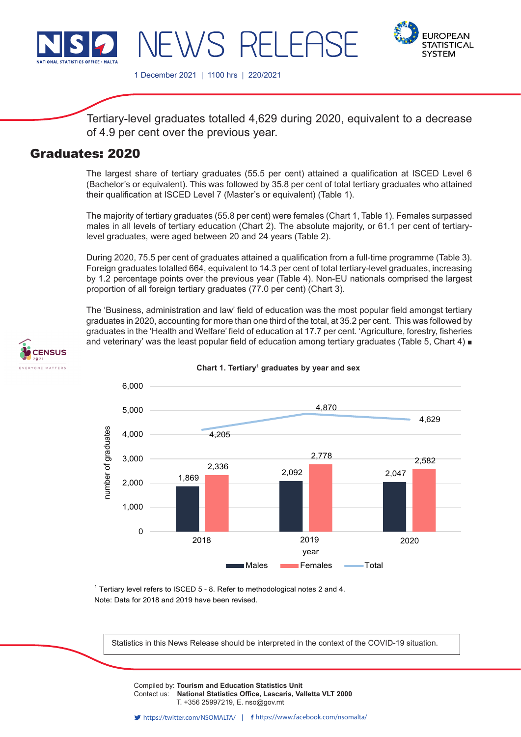# NEWS RELEASE

1 December 2021 | 1100 hrs | 220/2021

Tertiary-level graduates totalled 4,629 during 2020, equivalent to a decrease of 4.9 per cent over the previous year.

## Graduates: 2020

The largest share of tertiary graduates (55.5 per cent) attained a qualification at ISCED Level 6 (Bachelor's or equivalent). This was followed by 35.8 per cent of total tertiary graduates who attained their qualification at ISCED Level 7 (Master's or equivalent) (Table 1).

The majority of tertiary graduates (55.8 per cent) were females (Chart 1, Table 1). Females surpassed males in all levels of tertiary education (Chart 2). The absolute majority, or 61.1 per cent of tertiary-level graduates, were aged between 20 and 24 years (Table 2).

During 2020, 75.5 per cent of graduates attained a qualification from a full-time programme (Table 3). Foreign graduates totalled 664, equivalent to 14.3 per cent of total tertiary-level graduates, increasing by 1.2 percentage points over the previous year (Table 4). Non-EU nationals comprised the largest proportion of all foreign tertiary graduates (77.0 per cent) (Chart 3).

The 'Business, administration and law' field of education was the most popular field amongst tertiary graduates in 2020, accounting for more than one third of the total, at 35.2 per cent. This was followed by graduates in the 'Health and Welfare' field of education at 17.7 per cent. 'Agriculture, forestry, fisheries and veterinary' was the least popular field of education among tertiary graduates (Table 5, Chart 4) ■

**Chart 1. Tertiary[1] graduates by year and sex**

| year | Males | Females | Total |
|---|---|---|---|
| 2018 | 1,869 | 2,336 | 4,205 |
| 2019 | 2,092 | 2,778 | 4,870 |
| 2020 | 2,047 | 2,582 | 4,629 |

[1] Tertiary level refers to ISCED 5 - 8. Refer to methodological notes 2 and 4.
Note: Data for 2018 and 2019 have been revised.

Statistics in this News Release should be interpreted in the context of the COVID-19 situation.

Compiled by: **Tourism and Education Statistics Unit**
Contact us: **National Statistics Office, Lascaris, Valletta VLT 2000**
T. +356 25997219, E. nso@gov.mt

https://twitter.com/NSOMALTA/ | https://www.facebook.com/nsomalta/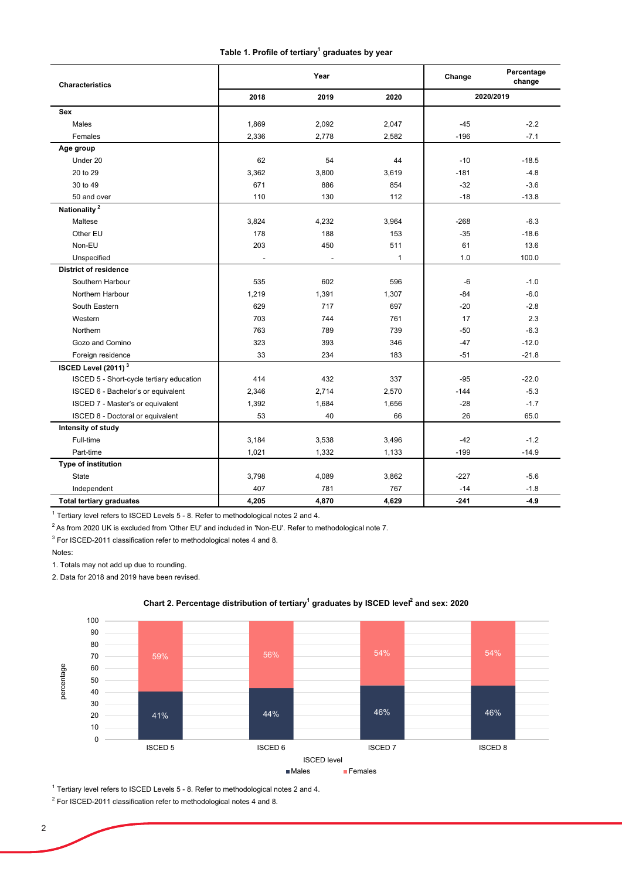**Table 1. Profile of tertiary[1] graduates by year**

| Characteristics | Year | | | Change | Percentage change |
|---|---|---|---|---|---|
| | 2018 | 2019 | 2020 | 2020/2019 | |
| **Sex** | | | | | |
| Males | 1,869 | 2,092 | 2,047 | -45 | -2.2 |
| Females | 2,336 | 2,778 | 2,582 | -196 | -7.1 |
| **Age group** | | | | | |
| Under 20 | 62 | 54 | 44 | -10 | -18.5 |
| 20 to 29 | 3,362 | 3,800 | 3,619 | -181 | -4.8 |
| 30 to 49 | 671 | 886 | 854 | -32 | -3.6 |
| 50 and over | 110 | 130 | 112 | -18 | -13.8 |
| **Nationality [2]** | | | | | |
| Maltese | 3,824 | 4,232 | 3,964 | -268 | -6.3 |
| Other EU | 178 | 188 | 153 | -35 | -18.6 |
| Non-EU | 203 | 450 | 511 | 61 | 13.6 |
| Unspecified | - | - | 1 | 1.0 | 100.0 |
| **District of residence** | | | | | |
| Southern Harbour | 535 | 602 | 596 | -6 | -1.0 |
| Northern Harbour | 1,219 | 1,391 | 1,307 | -84 | -6.0 |
| South Eastern | 629 | 717 | 697 | -20 | -2.8 |
| Western | 703 | 744 | 761 | 17 | 2.3 |
| Northern | 763 | 789 | 739 | -50 | -6.3 |
| Gozo and Comino | 323 | 393 | 346 | -47 | -12.0 |
| Foreign residence | 33 | 234 | 183 | -51 | -21.8 |
| **ISCED Level (2011) [3]** | | | | | |
| ISCED 5 - Short-cycle tertiary education | 414 | 432 | 337 | -95 | -22.0 |
| ISCED 6 - Bachelor's or equivalent | 2,346 | 2,714 | 2,570 | -144 | -5.3 |
| ISCED 7 - Master's or equivalent | 1,392 | 1,684 | 1,656 | -28 | -1.7 |
| ISCED 8 - Doctoral or equivalent | 53 | 40 | 66 | 26 | 65.0 |
| **Intensity of study** | | | | | |
| Full-time | 3,184 | 3,538 | 3,496 | -42 | -1.2 |
| Part-time | 1,021 | 1,332 | 1,133 | -199 | -14.9 |
| **Type of institution** | | | | | |
| State | 3,798 | 4,089 | 3,862 | -227 | -5.6 |
| Independent | 407 | 781 | 767 | -14 | -1.8 |
| **Total tertiary graduates** | **4,205** | **4,870** | **4,629** | **-241** | **-4.9** |

[1] Tertiary level refers to ISCED Levels 5 - 8. Refer to methodological notes 2 and 4.

[2] As from 2020 UK is excluded from 'Other EU' and included in 'Non-EU'. Refer to methodological note 7.

[3] For ISCED-2011 classification refer to methodological notes 4 and 8.

Notes:

1. Totals may not add up due to rounding.

2. Data for 2018 and 2019 have been revised.

**Chart 2. Percentage distribution of tertiary[1] graduates by ISCED level[2] and sex: 2020**

| ISCED level | Males | Females |
|---|---|---|
| ISCED 5 | 41% | 59% |
| ISCED 6 | 44% | 56% |
| ISCED 7 | 46% | 54% |
| ISCED 8 | 46% | 54% |

[1] Tertiary level refers to ISCED Levels 5 - 8. Refer to methodological notes 2 and 4.

[2] For ISCED-2011 classification refer to methodological notes 4 and 8.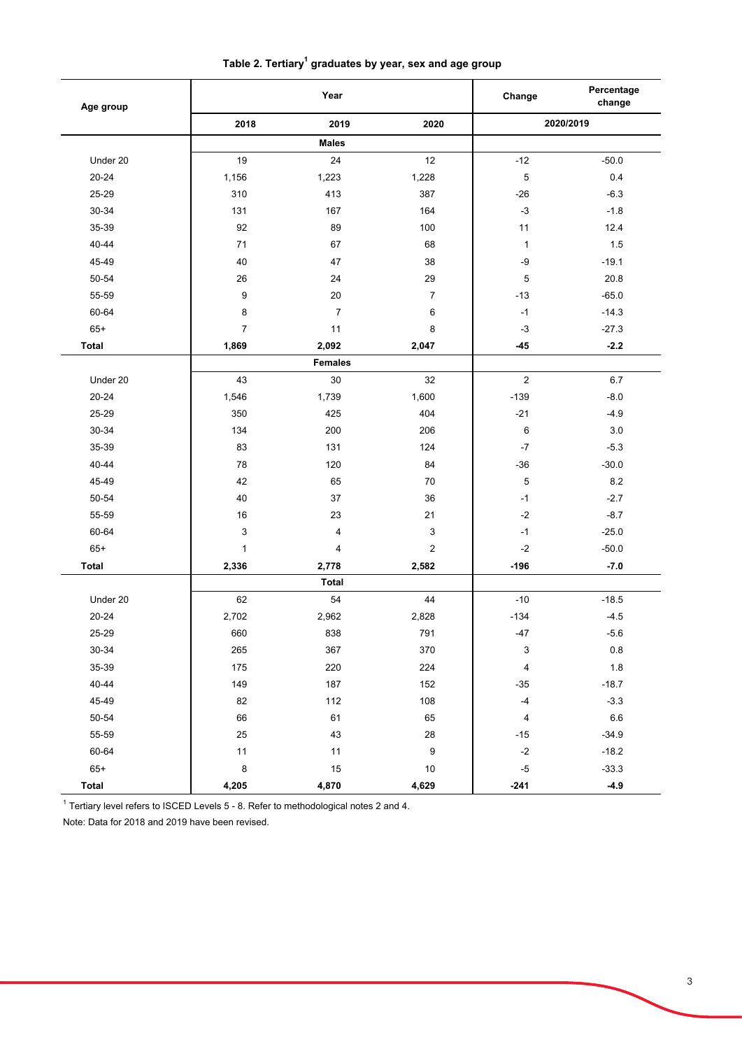**Table 2. Tertiary[1] graduates by year, sex and age group**

| Age group | Year | | | Change | Percentage change |
|---|---|---|---|---|---|
| | 2018 | 2019 | 2020 | 2020/2019 | |
| | **Males** | | | | |
| Under 20 | 19 | 24 | 12 | -12 | -50.0 |
| 20-24 | 1,156 | 1,223 | 1,228 | 5 | 0.4 |
| 25-29 | 310 | 413 | 387 | -26 | -6.3 |
| 30-34 | 131 | 167 | 164 | -3 | -1.8 |
| 35-39 | 92 | 89 | 100 | 11 | 12.4 |
| 40-44 | 71 | 67 | 68 | 1 | 1.5 |
| 45-49 | 40 | 47 | 38 | -9 | -19.1 |
| 50-54 | 26 | 24 | 29 | 5 | 20.8 |
| 55-59 | 9 | 20 | 7 | -13 | -65.0 |
| 60-64 | 8 | 7 | 6 | -1 | -14.3 |
| 65+ | 7 | 11 | 8 | -3 | -27.3 |
| **Total** | **1,869** | **2,092** | **2,047** | **-45** | **-2.2** |
| | **Females** | | | | |
| Under 20 | 43 | 30 | 32 | 2 | 6.7 |
| 20-24 | 1,546 | 1,739 | 1,600 | -139 | -8.0 |
| 25-29 | 350 | 425 | 404 | -21 | -4.9 |
| 30-34 | 134 | 200 | 206 | 6 | 3.0 |
| 35-39 | 83 | 131 | 124 | -7 | -5.3 |
| 40-44 | 78 | 120 | 84 | -36 | -30.0 |
| 45-49 | 42 | 65 | 70 | 5 | 8.2 |
| 50-54 | 40 | 37 | 36 | -1 | -2.7 |
| 55-59 | 16 | 23 | 21 | -2 | -8.7 |
| 60-64 | 3 | 4 | 3 | -1 | -25.0 |
| 65+ | 1 | 4 | 2 | -2 | -50.0 |
| **Total** | **2,336** | **2,778** | **2,582** | **-196** | **-7.0** |
| | **Total** | | | | |
| Under 20 | 62 | 54 | 44 | -10 | -18.5 |
| 20-24 | 2,702 | 2,962 | 2,828 | -134 | -4.5 |
| 25-29 | 660 | 838 | 791 | -47 | -5.6 |
| 30-34 | 265 | 367 | 370 | 3 | 0.8 |
| 35-39 | 175 | 220 | 224 | 4 | 1.8 |
| 40-44 | 149 | 187 | 152 | -35 | -18.7 |
| 45-49 | 82 | 112 | 108 | -4 | -3.3 |
| 50-54 | 66 | 61 | 65 | 4 | 6.6 |
| 55-59 | 25 | 43 | 28 | -15 | -34.9 |
| 60-64 | 11 | 11 | 9 | -2 | -18.2 |
| 65+ | 8 | 15 | 10 | -5 | -33.3 |
| **Total** | **4,205** | **4,870** | **4,629** | **-241** | **-4.9** |

[1] Tertiary level refers to ISCED Levels 5 - 8. Refer to methodological notes 2 and 4.

Note: Data for 2018 and 2019 have been revised.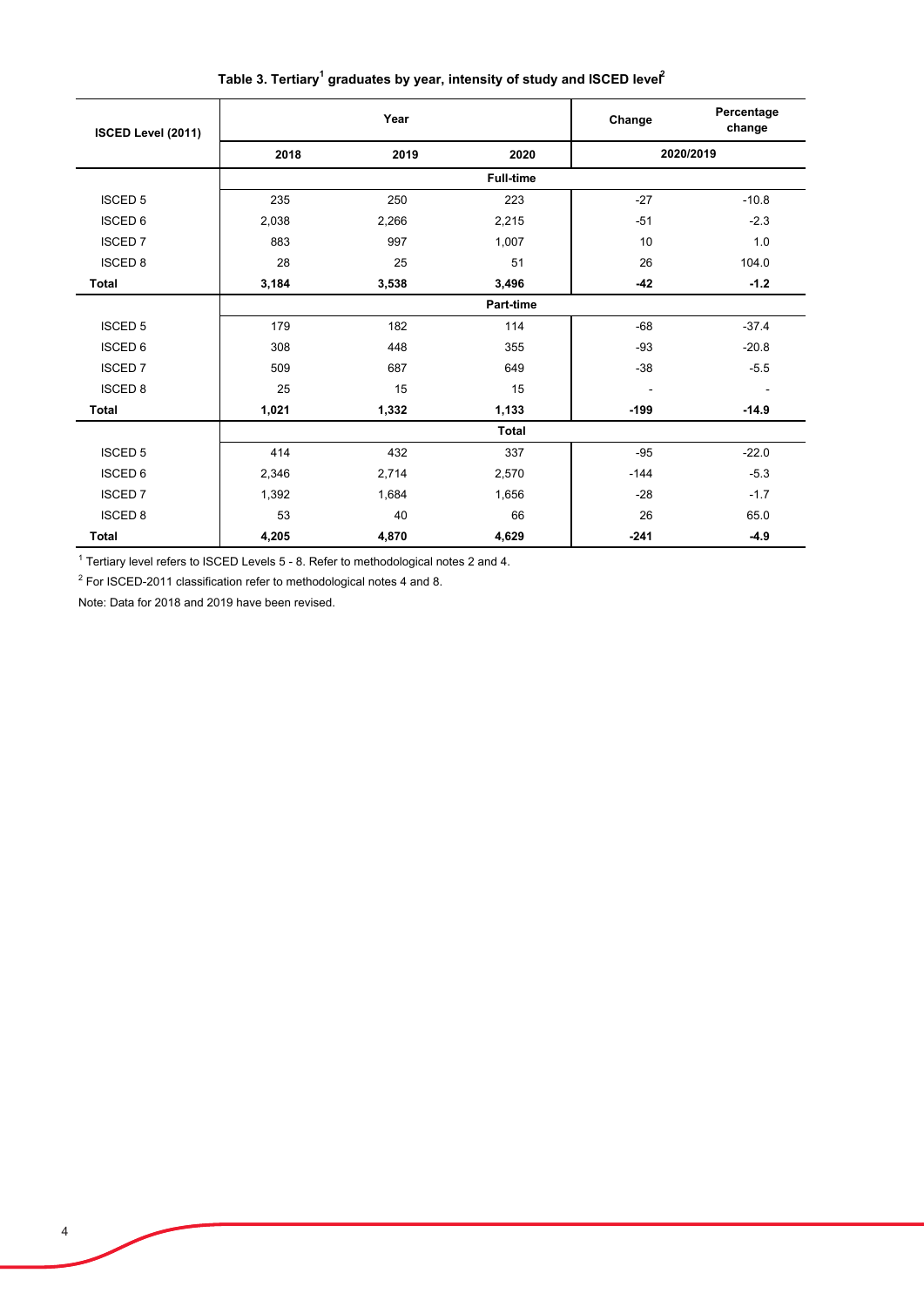### Table 3. Tertiary[1] graduates by year, intensity of study and ISCED level[2]

| ISCED Level (2011) | Year | | | Change | Percentage change |
|---|---|---|---|---|---|
| | 2018 | 2019 | 2020 | 2020/2019 | |
| | | | Full-time | | |
| ISCED 5 | 235 | 250 | 223 | -27 | -10.8 |
| ISCED 6 | 2,038 | 2,266 | 2,215 | -51 | -2.3 |
| ISCED 7 | 883 | 997 | 1,007 | 10 | 1.0 |
| ISCED 8 | 28 | 25 | 51 | 26 | 104.0 |
| **Total** | **3,184** | **3,538** | **3,496** | **-42** | **-1.2** |
| | | | Part-time | | |
| ISCED 5 | 179 | 182 | 114 | -68 | -37.4 |
| ISCED 6 | 308 | 448 | 355 | -93 | -20.8 |
| ISCED 7 | 509 | 687 | 649 | -38 | -5.5 |
| ISCED 8 | 25 | 15 | 15 | - | - |
| **Total** | **1,021** | **1,332** | **1,133** | **-199** | **-14.9** |
| | | | Total | | |
| ISCED 5 | 414 | 432 | 337 | -95 | -22.0 |
| ISCED 6 | 2,346 | 2,714 | 2,570 | -144 | -5.3 |
| ISCED 7 | 1,392 | 1,684 | 1,656 | -28 | -1.7 |
| ISCED 8 | 53 | 40 | 66 | 26 | 65.0 |
| **Total** | **4,205** | **4,870** | **4,629** | **-241** | **-4.9** |

[1] Tertiary level refers to ISCED Levels 5 - 8. Refer to methodological notes 2 and 4.

[2] For ISCED-2011 classification refer to methodological notes 4 and 8.

Note: Data for 2018 and 2019 have been revised.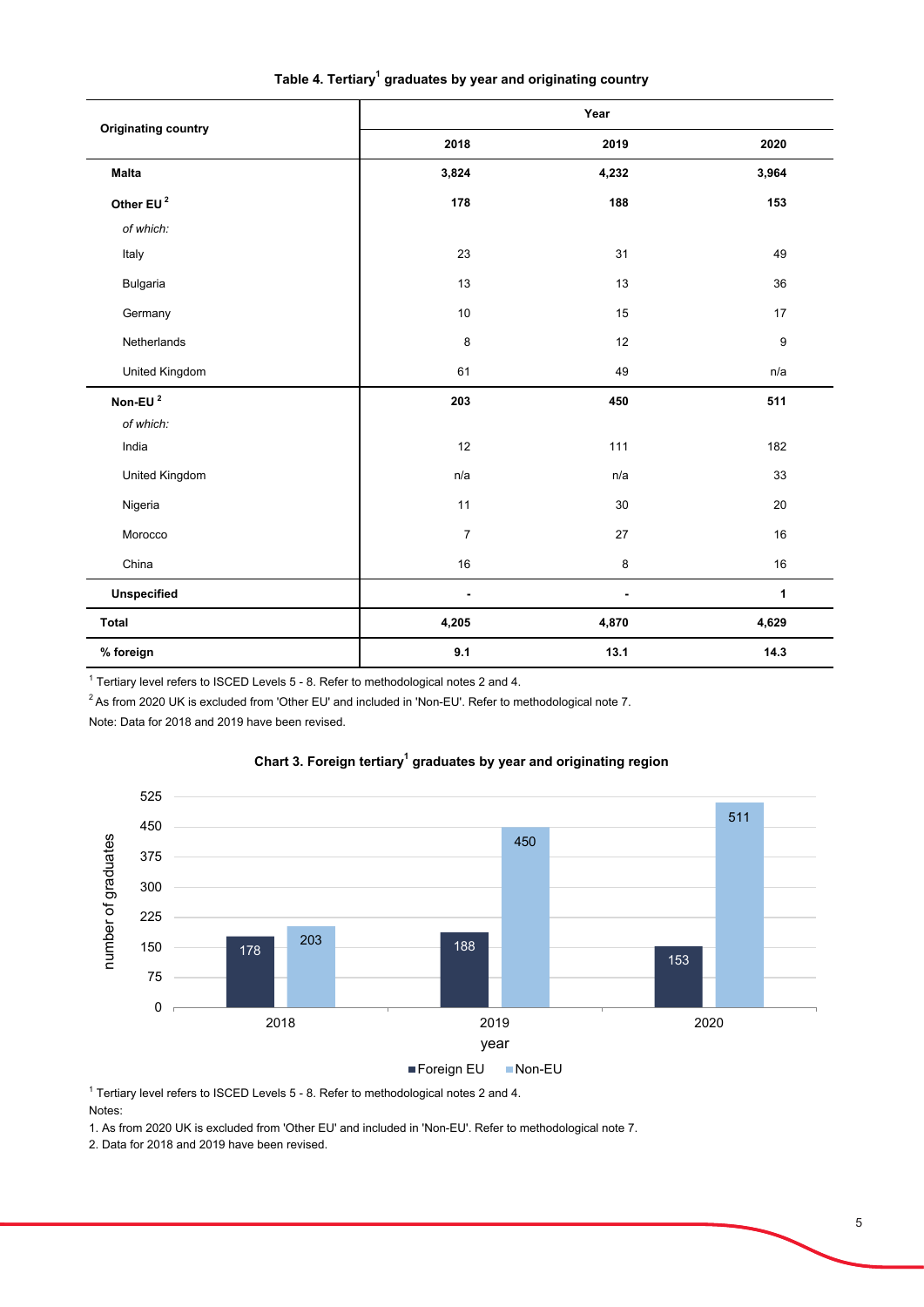**Table 4. Tertiary[1] graduates by year and originating country**

| Originating country | Year | | |
|---|---|---|---|
| | **2018** | **2019** | **2020** |
| **Malta** | **3,824** | **4,232** | **3,964** |
| **Other EU [2]** | **178** | **188** | **153** |
| *of which:* | | | |
| Italy | 23 | 31 | 49 |
| Bulgaria | 13 | 13 | 36 |
| Germany | 10 | 15 | 17 |
| Netherlands | 8 | 12 | 9 |
| United Kingdom | 61 | 49 | n/a |
| **Non-EU [2]** | **203** | **450** | **511** |
| *of which:* | | | |
| India | 12 | 111 | 182 |
| United Kingdom | n/a | n/a | 33 |
| Nigeria | 11 | 30 | 20 |
| Morocco | 7 | 27 | 16 |
| China | 16 | 8 | 16 |
| **Unspecified** | **-** | **-** | **1** |
| **Total** | **4,205** | **4,870** | **4,629** |
| **% foreign** | **9.1** | **13.1** | **14.3** |

[1] Tertiary level refers to ISCED Levels 5 - 8. Refer to methodological notes 2 and 4.

[2] As from 2020 UK is excluded from 'Other EU' and included in 'Non-EU'. Refer to methodological note 7.

Note: Data for 2018 and 2019 have been revised.

**Chart 3. Foreign tertiary[1] graduates by year and originating region**

| year | Foreign EU | Non-EU |
|---|---|---|
| 2018 | 178 | 203 |
| 2019 | 188 | 450 |
| 2020 | 153 | 511 |

[1] Tertiary level refers to ISCED Levels 5 - 8. Refer to methodological notes 2 and 4.

Notes:

1. As from 2020 UK is excluded from 'Other EU' and included in 'Non-EU'. Refer to methodological note 7.
2. Data for 2018 and 2019 have been revised.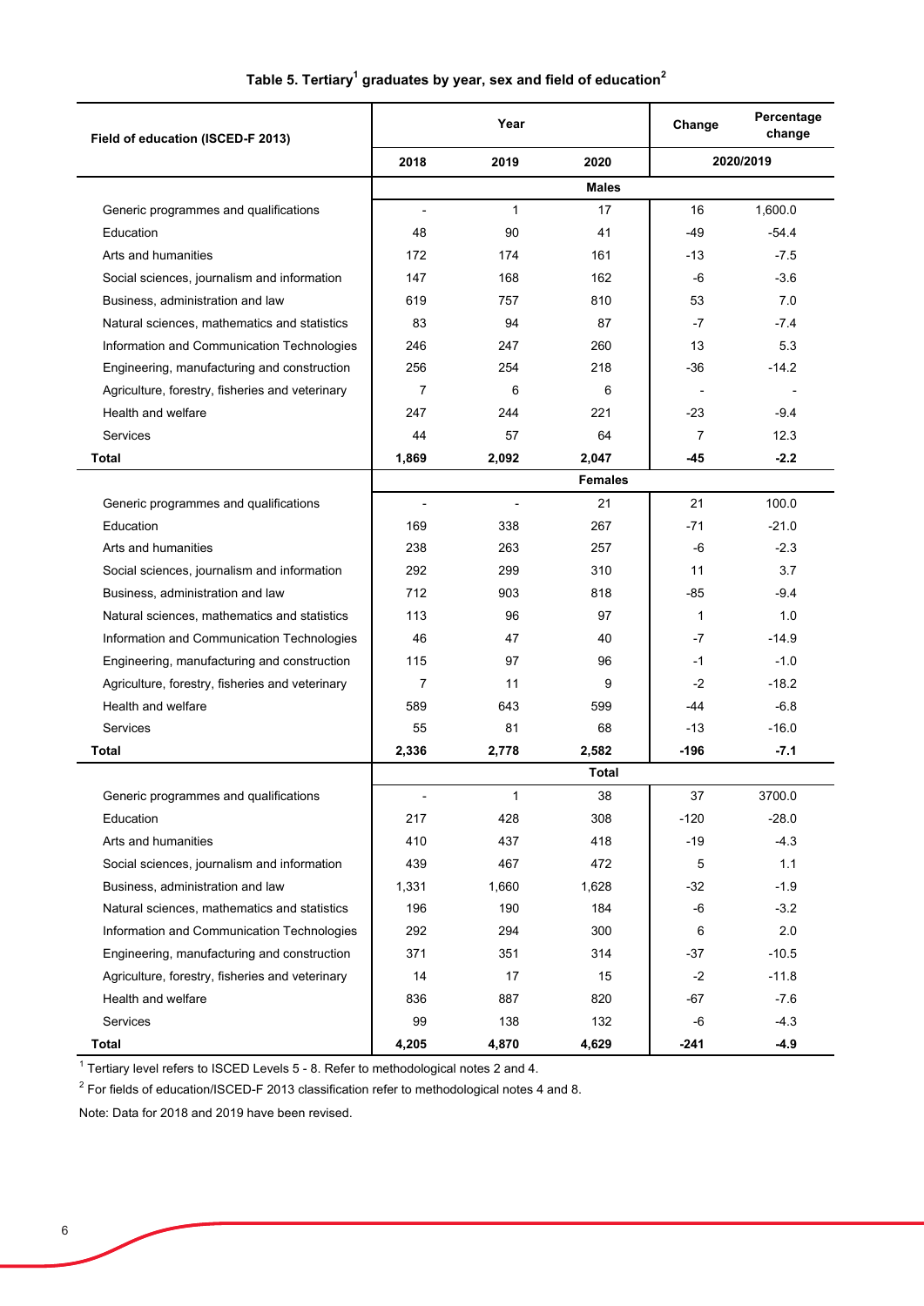### Table 5. Tertiary[1] graduates by year, sex and field of education[2]

| Field of education (ISCED-F 2013) | Year | | | Change | Percentage change |
|---|---|---|---|---|---|
| | 2018 | 2019 | 2020 | 2020/2019 | |
| | | | **Males** | | |
| Generic programmes and qualifications | - | 1 | 17 | 16 | 1,600.0 |
| Education | 48 | 90 | 41 | -49 | -54.4 |
| Arts and humanities | 172 | 174 | 161 | -13 | -7.5 |
| Social sciences, journalism and information | 147 | 168 | 162 | -6 | -3.6 |
| Business, administration and law | 619 | 757 | 810 | 53 | 7.0 |
| Natural sciences, mathematics and statistics | 83 | 94 | 87 | -7 | -7.4 |
| Information and Communication Technologies | 246 | 247 | 260 | 13 | 5.3 |
| Engineering, manufacturing and construction | 256 | 254 | 218 | -36 | -14.2 |
| Agriculture, forestry, fisheries and veterinary | 7 | 6 | 6 | - | - |
| Health and welfare | 247 | 244 | 221 | -23 | -9.4 |
| Services | 44 | 57 | 64 | 7 | 12.3 |
| **Total** | **1,869** | **2,092** | **2,047** | **-45** | **-2.2** |
| | | | **Females** | | |
| Generic programmes and qualifications | - | - | 21 | 21 | 100.0 |
| Education | 169 | 338 | 267 | -71 | -21.0 |
| Arts and humanities | 238 | 263 | 257 | -6 | -2.3 |
| Social sciences, journalism and information | 292 | 299 | 310 | 11 | 3.7 |
| Business, administration and law | 712 | 903 | 818 | -85 | -9.4 |
| Natural sciences, mathematics and statistics | 113 | 96 | 97 | 1 | 1.0 |
| Information and Communication Technologies | 46 | 47 | 40 | -7 | -14.9 |
| Engineering, manufacturing and construction | 115 | 97 | 96 | -1 | -1.0 |
| Agriculture, forestry, fisheries and veterinary | 7 | 11 | 9 | -2 | -18.2 |
| Health and welfare | 589 | 643 | 599 | -44 | -6.8 |
| Services | 55 | 81 | 68 | -13 | -16.0 |
| **Total** | **2,336** | **2,778** | **2,582** | **-196** | **-7.1** |
| | | | **Total** | | |
| Generic programmes and qualifications | - | 1 | 38 | 37 | 3700.0 |
| Education | 217 | 428 | 308 | -120 | -28.0 |
| Arts and humanities | 410 | 437 | 418 | -19 | -4.3 |
| Social sciences, journalism and information | 439 | 467 | 472 | 5 | 1.1 |
| Business, administration and law | 1,331 | 1,660 | 1,628 | -32 | -1.9 |
| Natural sciences, mathematics and statistics | 196 | 190 | 184 | -6 | -3.2 |
| Information and Communication Technologies | 292 | 294 | 300 | 6 | 2.0 |
| Engineering, manufacturing and construction | 371 | 351 | 314 | -37 | -10.5 |
| Agriculture, forestry, fisheries and veterinary | 14 | 17 | 15 | -2 | -11.8 |
| Health and welfare | 836 | 887 | 820 | -67 | -7.6 |
| Services | 99 | 138 | 132 | -6 | -4.3 |
| **Total** | **4,205** | **4,870** | **4,629** | **-241** | **-4.9** |

[1] Tertiary level refers to ISCED Levels 5 - 8. Refer to methodological notes 2 and 4.

[2] For fields of education/ISCED-F 2013 classification refer to methodological notes 4 and 8.

Note: Data for 2018 and 2019 have been revised.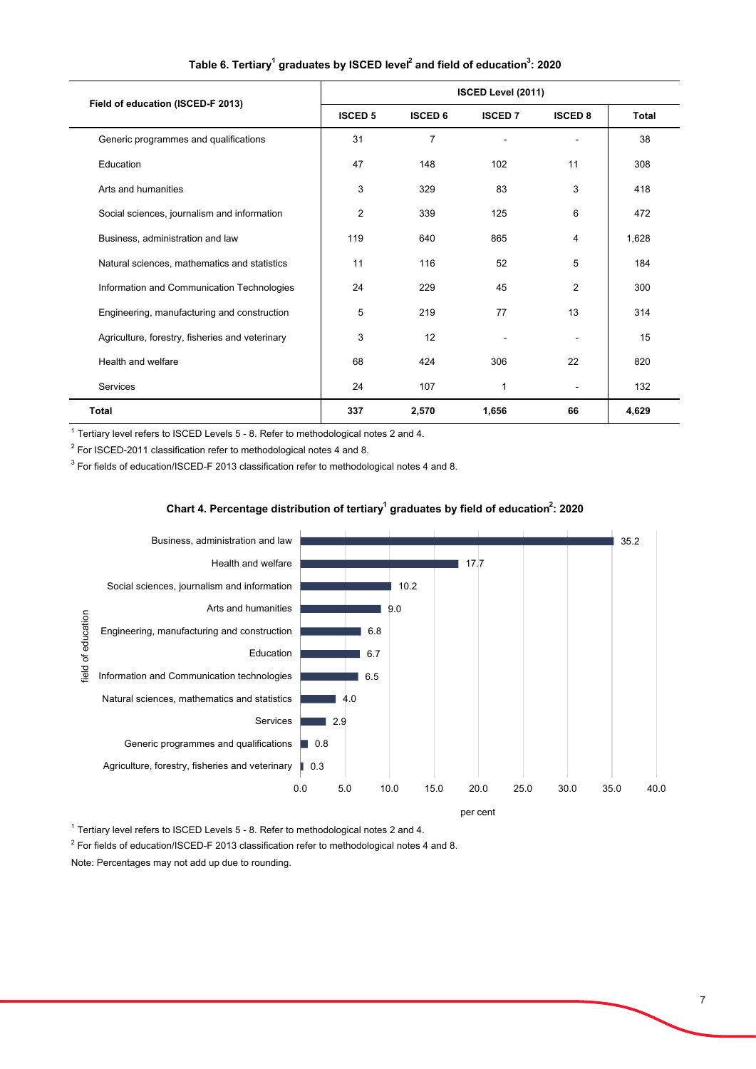### Table 6. Tertiary[1] graduates by ISCED level[2] and field of education[3]: 2020

| Field of education (ISCED-F 2013) | ISCED Level (2011) | | | | |
|---|---|---|---|---|---|
| | ISCED 5 | ISCED 6 | ISCED 7 | ISCED 8 | Total |
| Generic programmes and qualifications | 31 | 7 | - | - | 38 |
| Education | 47 | 148 | 102 | 11 | 308 |
| Arts and humanities | 3 | 329 | 83 | 3 | 418 |
| Social sciences, journalism and information | 2 | 339 | 125 | 6 | 472 |
| Business, administration and law | 119 | 640 | 865 | 4 | 1,628 |
| Natural sciences, mathematics and statistics | 11 | 116 | 52 | 5 | 184 |
| Information and Communication Technologies | 24 | 229 | 45 | 2 | 300 |
| Engineering, manufacturing and construction | 5 | 219 | 77 | 13 | 314 |
| Agriculture, forestry, fisheries and veterinary | 3 | 12 | - | - | 15 |
| Health and welfare | 68 | 424 | 306 | 22 | 820 |
| Services | 24 | 107 | 1 | - | 132 |
| **Total** | **337** | **2,570** | **1,656** | **66** | **4,629** |

[1] Tertiary level refers to ISCED Levels 5 - 8. Refer to methodological notes 2 and 4.

[2] For ISCED-2011 classification refer to methodological notes 4 and 8.

[3] For fields of education/ISCED-F 2013 classification refer to methodological notes 4 and 8.

### Chart 4. Percentage distribution of tertiary[1] graduates by field of education[2]: 2020

| Field of education | per cent |
|---|---|
| Business, administration and law | 35.2 |
| Health and welfare | 17.7 |
| Social sciences, journalism and information | 10.2 |
| Arts and humanities | 9.0 |
| Engineering, manufacturing and construction | 6.8 |
| Education | 6.7 |
| Information and Communication technologies | 6.5 |
| Natural sciences, mathematics and statistics | 4.0 |
| Services | 2.9 |
| Generic programmes and qualifications | 0.8 |
| Agriculture, forestry, fisheries and veterinary | 0.3 |

[1] Tertiary level refers to ISCED Levels 5 - 8. Refer to methodological notes 2 and 4.

[2] For fields of education/ISCED-F 2013 classification refer to methodological notes 4 and 8.

Note: Percentages may not add up due to rounding.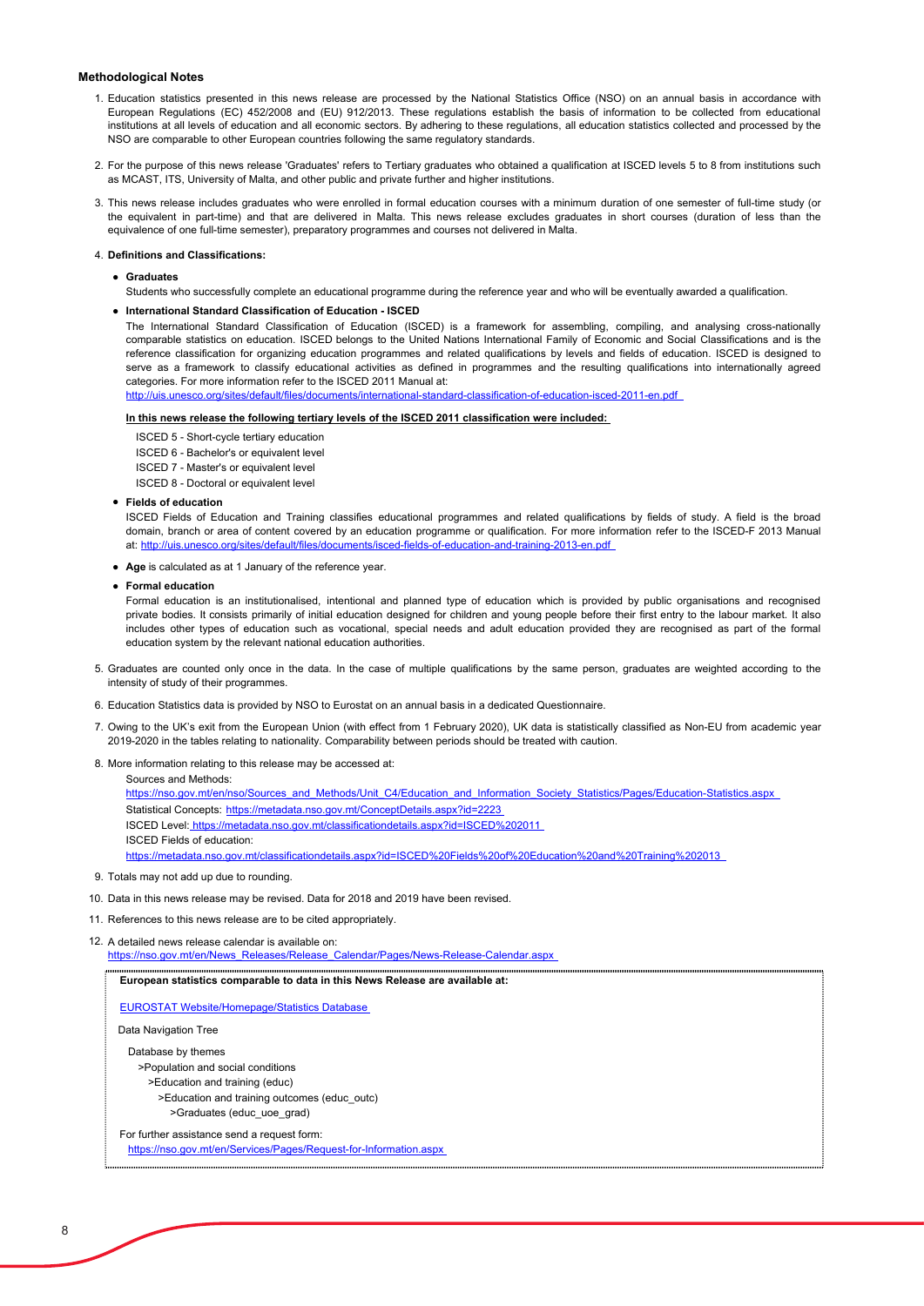## Methodological Notes

1. Education statistics presented in this news release are processed by the National Statistics Office (NSO) on an annual basis in accordance with European Regulations (EC) 452/2008 and (EU) 912/2013. These regulations establish the basis of information to be collected from educational institutions at all levels of education and all economic sectors. By adhering to these regulations, all education statistics collected and processed by the NSO are comparable to other European countries following the same regulatory standards.

2. For the purpose of this news release 'Graduates' refers to Tertiary graduates who obtained a qualification at ISCED levels 5 to 8 from institutions such as MCAST, ITS, University of Malta, and other public and private further and higher institutions.

3. This news release includes graduates who were enrolled in formal education courses with a minimum duration of one semester of full-time study (or the equivalent in part-time) and that are delivered in Malta. This news release excludes graduates in short courses (duration of less than the equivalence of one full-time semester), preparatory programmes and courses not delivered in Malta.

4. **Definitions and Classifications:**

   - **Graduates**
     Students who successfully complete an educational programme during the reference year and who will be eventually awarded a qualification.

   - **International Standard Classification of Education - ISCED**
     The International Standard Classification of Education (ISCED) is a framework for assembling, compiling, and analysing cross-nationally comparable statistics on education. ISCED belongs to the United Nations International Family of Economic and Social Classifications and is the reference classification for organizing education programmes and related qualifications by levels and fields of education. ISCED is designed to serve as a framework to classify educational activities as defined in programmes and the resulting qualifications into internationally agreed categories. For more information refer to the ISCED 2011 Manual at:
     http://uis.unesco.org/sites/default/files/documents/international-standard-classification-of-education-isced-2011-en.pdf

     **In this news release the following tertiary levels of the ISCED 2011 classification were included:**

     ISCED 5 - Short-cycle tertiary education
     ISCED 6 - Bachelor's or equivalent level
     ISCED 7 - Master's or equivalent level
     ISCED 8 - Doctoral or equivalent level

   - **Fields of education**
     ISCED Fields of Education and Training classifies educational programmes and related qualifications by fields of study. A field is the broad domain, branch or area of content covered by an education programme or qualification. For more information refer to the ISCED-F 2013 Manual at: http://uis.unesco.org/sites/default/files/documents/isced-fields-of-education-and-training-2013-en.pdf

   - **Age** is calculated as at 1 January of the reference year.

   - **Formal education**
     Formal education is an institutionalised, intentional and planned type of education which is provided by public organisations and recognised private bodies. It consists primarily of initial education designed for children and young people before their first entry to the labour market. It also includes other types of education such as vocational, special needs and adult education provided they are recognised as part of the formal education system by the relevant national education authorities.

5. Graduates are counted only once in the data. In the case of multiple qualifications by the same person, graduates are weighted according to the intensity of study of their programmes.

6. Education Statistics data is provided by NSO to Eurostat on an annual basis in a dedicated Questionnaire.

7. Owing to the UK's exit from the European Union (with effect from 1 February 2020), UK data is statistically classified as Non-EU from academic year 2019-2020 in the tables relating to nationality. Comparability between periods should be treated with caution.

8. More information relating to this release may be accessed at:
   Sources and Methods:
   https://nso.gov.mt/en/nso/Sources_and_Methods/Unit_C4/Education_and_Information_Society_Statistics/Pages/Education-Statistics.aspx
   Statistical Concepts: https://metadata.nso.gov.mt/ConceptDetails.aspx?id=2223
   ISCED Level: https://metadata.nso.gov.mt/classificationdetails.aspx?id=ISCED%202011
   ISCED Fields of education:
   https://metadata.nso.gov.mt/classificationdetails.aspx?id=ISCED%20Fields%20of%20Education%20and%20Training%202013

9. Totals may not add up due to rounding.

10. Data in this news release may be revised. Data for 2018 and 2019 have been revised.

11. References to this news release are to be cited appropriately.

12. A detailed news release calendar is available on:
    https://nso.gov.mt/en/News_Releases/Release_Calendar/Pages/News-Release-Calendar.aspx

**European statistics comparable to data in this News Release are available at:**

EUROSTAT Website/Homepage/Statistics Database

Data Navigation Tree

Database by themes
>Population and social conditions
>Education and training (educ)
>Education and training outcomes (educ_outc)
>Graduates (educ_uoe_grad)

For further assistance send a request form:
https://nso.gov.mt/en/Services/Pages/Request-for-Information.aspx